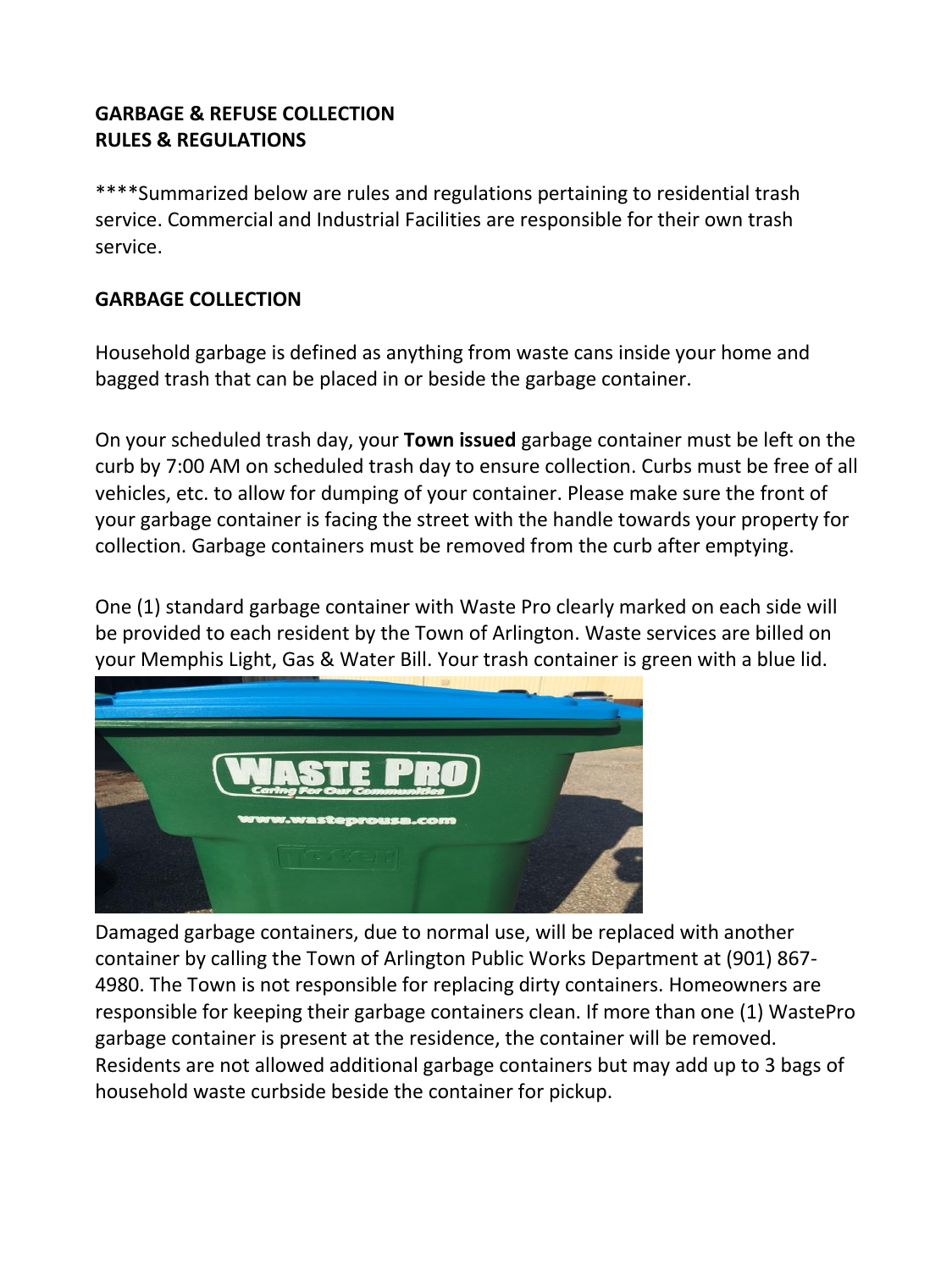**GARBAGE & REFUSE COLLECTION**
**RULES & REGULATIONS**

****Summarized below are rules and regulations pertaining to residential trash service. Commercial and Industrial Facilities are responsible for their own trash service.

**GARBAGE COLLECTION**

Household garbage is defined as anything from waste cans inside your home and bagged trash that can be placed in or beside the garbage container.

On your scheduled trash day, your **Town issued** garbage container must be left on the curb by 7:00 AM on scheduled trash day to ensure collection. Curbs must be free of all vehicles, etc. to allow for dumping of your container. Please make sure the front of your garbage container is facing the street with the handle towards your property for collection. Garbage containers must be removed from the curb after emptying.

One (1) standard garbage container with Waste Pro clearly marked on each side will be provided to each resident by the Town of Arlington. Waste services are billed on your Memphis Light, Gas & Water Bill. Your trash container is green with a blue lid.

Damaged garbage containers, due to normal use, will be replaced with another container by calling the Town of Arlington Public Works Department at (901) 867-4980. The Town is not responsible for replacing dirty containers. Homeowners are responsible for keeping their garbage containers clean. If more than one (1) WastePro garbage container is present at the residence, the container will be removed. Residents are not allowed additional garbage containers but may add up to 3 bags of household waste curbside beside the container for pickup.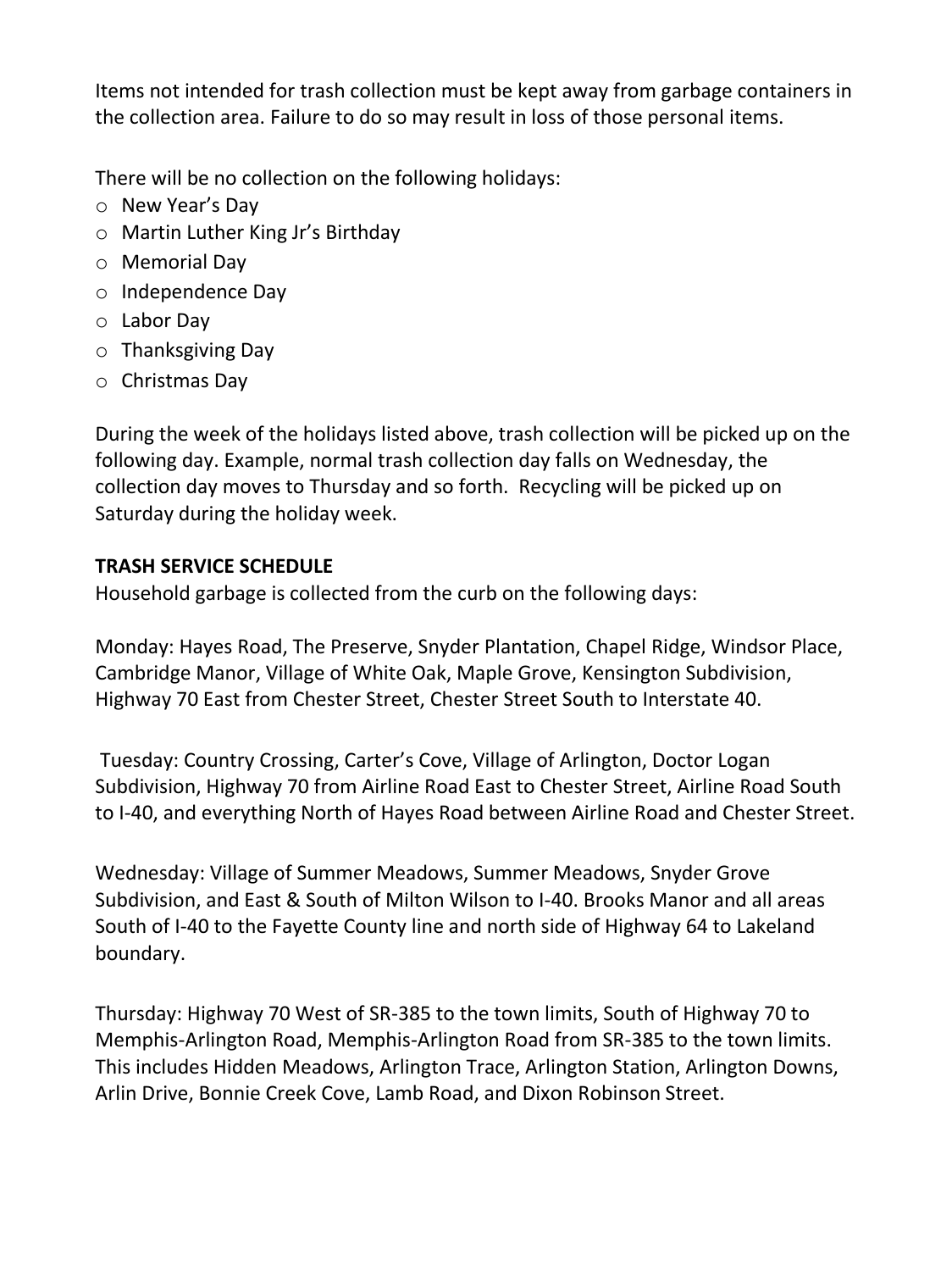Items not intended for trash collection must be kept away from garbage containers in the collection area. Failure to do so may result in loss of those personal items.

There will be no collection on the following holidays:

- New Year's Day
- Martin Luther King Jr's Birthday
- Memorial Day
- Independence Day
- Labor Day
- Thanksgiving Day
- Christmas Day

During the week of the holidays listed above, trash collection will be picked up on the following day. Example, normal trash collection day falls on Wednesday, the collection day moves to Thursday and so forth. Recycling will be picked up on Saturday during the holiday week.

**TRASH SERVICE SCHEDULE**

Household garbage is collected from the curb on the following days:

Monday: Hayes Road, The Preserve, Snyder Plantation, Chapel Ridge, Windsor Place, Cambridge Manor, Village of White Oak, Maple Grove, Kensington Subdivision, Highway 70 East from Chester Street, Chester Street South to Interstate 40.

Tuesday: Country Crossing, Carter's Cove, Village of Arlington, Doctor Logan Subdivision, Highway 70 from Airline Road East to Chester Street, Airline Road South to I-40, and everything North of Hayes Road between Airline Road and Chester Street.

Wednesday: Village of Summer Meadows, Summer Meadows, Snyder Grove Subdivision, and East & South of Milton Wilson to I-40. Brooks Manor and all areas South of I-40 to the Fayette County line and north side of Highway 64 to Lakeland boundary.

Thursday: Highway 70 West of SR-385 to the town limits, South of Highway 70 to Memphis-Arlington Road, Memphis-Arlington Road from SR-385 to the town limits. This includes Hidden Meadows, Arlington Trace, Arlington Station, Arlington Downs, Arlin Drive, Bonnie Creek Cove, Lamb Road, and Dixon Robinson Street.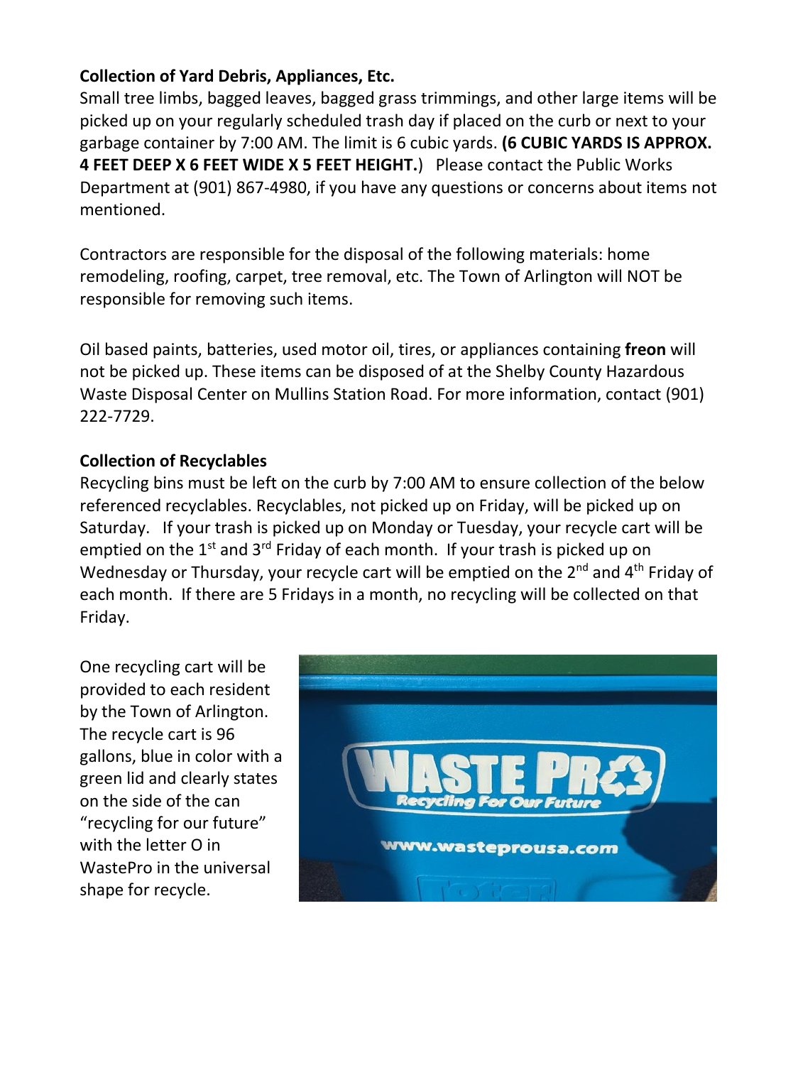**Collection of Yard Debris, Appliances, Etc.**

Small tree limbs, bagged leaves, bagged grass trimmings, and other large items will be picked up on your regularly scheduled trash day if placed on the curb or next to your garbage container by 7:00 AM. The limit is 6 cubic yards. **(6 CUBIC YARDS IS APPROX. 4 FEET DEEP X 6 FEET WIDE X 5 FEET HEIGHT.**) Please contact the Public Works Department at (901) 867-4980, if you have any questions or concerns about items not mentioned.

Contractors are responsible for the disposal of the following materials: home remodeling, roofing, carpet, tree removal, etc. The Town of Arlington will NOT be responsible for removing such items.

Oil based paints, batteries, used motor oil, tires, or appliances containing **freon** will not be picked up. These items can be disposed of at the Shelby County Hazardous Waste Disposal Center on Mullins Station Road. For more information, contact (901) 222-7729.

**Collection of Recyclables**

Recycling bins must be left on the curb by 7:00 AM to ensure collection of the below referenced recyclables. Recyclables, not picked up on Friday, will be picked up on Saturday. If your trash is picked up on Monday or Tuesday, your recycle cart will be emptied on the 1st and 3rd Friday of each month. If your trash is picked up on Wednesday or Thursday, your recycle cart will be emptied on the 2nd and 4th Friday of each month. If there are 5 Fridays in a month, no recycling will be collected on that Friday.

One recycling cart will be provided to each resident by the Town of Arlington. The recycle cart is 96 gallons, blue in color with a green lid and clearly states on the side of the can "recycling for our future" with the letter O in WastePro in the universal shape for recycle.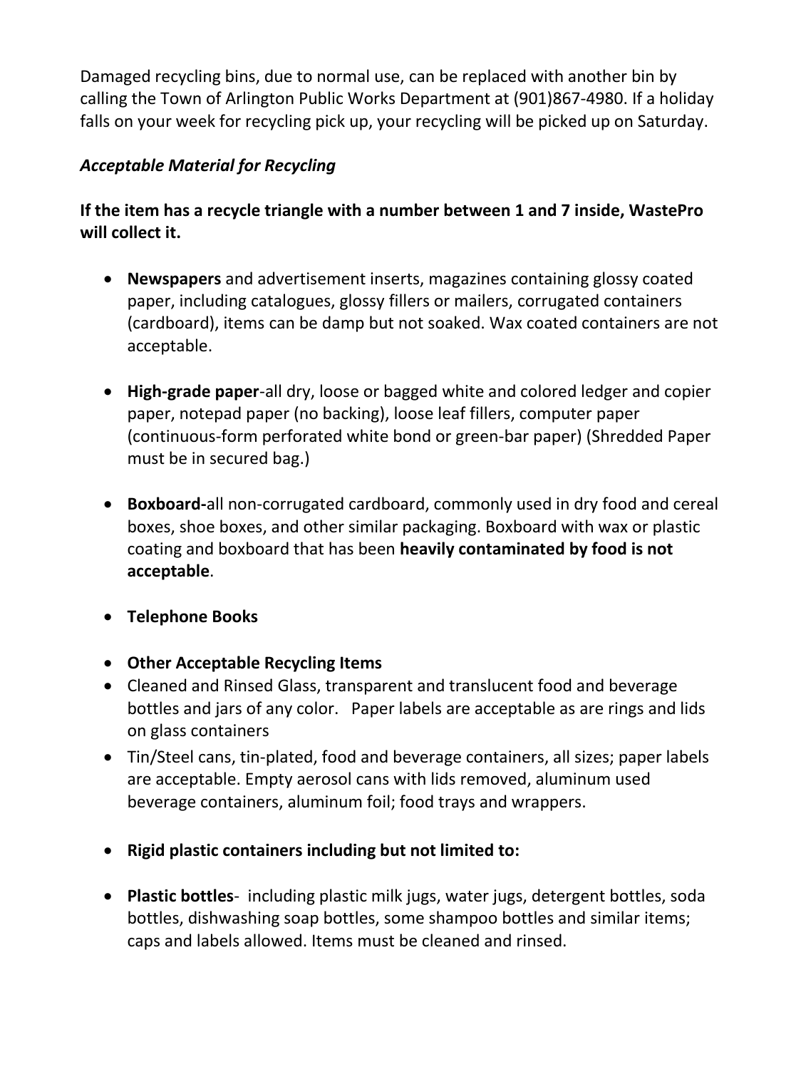Damaged recycling bins, due to normal use, can be replaced with another bin by calling the Town of Arlington Public Works Department at (901)867-4980. If a holiday falls on your week for recycling pick up, your recycling will be picked up on Saturday.

*Acceptable Material for Recycling*

**If the item has a recycle triangle with a number between 1 and 7 inside, WastePro will collect it.**

- **Newspapers** and advertisement inserts, magazines containing glossy coated paper, including catalogues, glossy fillers or mailers, corrugated containers (cardboard), items can be damp but not soaked. Wax coated containers are not acceptable.

- **High-grade paper**-all dry, loose or bagged white and colored ledger and copier paper, notepad paper (no backing), loose leaf fillers, computer paper (continuous-form perforated white bond or green-bar paper) (Shredded Paper must be in secured bag.)

- **Boxboard-**all non-corrugated cardboard, commonly used in dry food and cereal boxes, shoe boxes, and other similar packaging. Boxboard with wax or plastic coating and boxboard that has been **heavily contaminated by food is not acceptable**.

- **Telephone Books**

- **Other Acceptable Recycling Items**
- Cleaned and Rinsed Glass, transparent and translucent food and beverage bottles and jars of any color. Paper labels are acceptable as are rings and lids on glass containers
- Tin/Steel cans, tin-plated, food and beverage containers, all sizes; paper labels are acceptable. Empty aerosol cans with lids removed, aluminum used beverage containers, aluminum foil; food trays and wrappers.

- **Rigid plastic containers including but not limited to:**

- **Plastic bottles**- including plastic milk jugs, water jugs, detergent bottles, soda bottles, dishwashing soap bottles, some shampoo bottles and similar items; caps and labels allowed. Items must be cleaned and rinsed.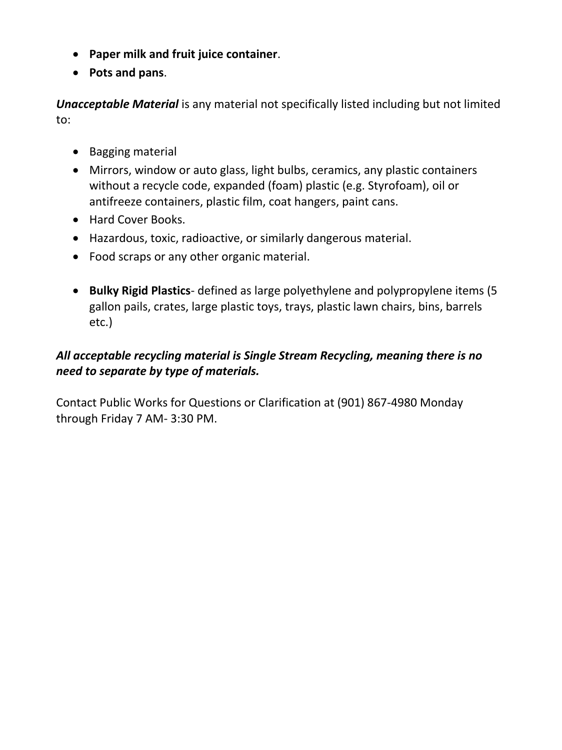- **Paper milk and fruit juice container**.
- **Pots and pans**.

***Unacceptable Material*** is any material not specifically listed including but not limited to:

- Bagging material
- Mirrors, window or auto glass, light bulbs, ceramics, any plastic containers without a recycle code, expanded (foam) plastic (e.g. Styrofoam), oil or antifreeze containers, plastic film, coat hangers, paint cans.
- Hard Cover Books.
- Hazardous, toxic, radioactive, or similarly dangerous material.
- Food scraps or any other organic material.

- **Bulky Rigid Plastics**- defined as large polyethylene and polypropylene items (5 gallon pails, crates, large plastic toys, trays, plastic lawn chairs, bins, barrels etc.)

***All acceptable recycling material is Single Stream Recycling, meaning there is no need to separate by type of materials.***

Contact Public Works for Questions or Clarification at (901) 867-4980 Monday through Friday 7 AM- 3:30 PM.